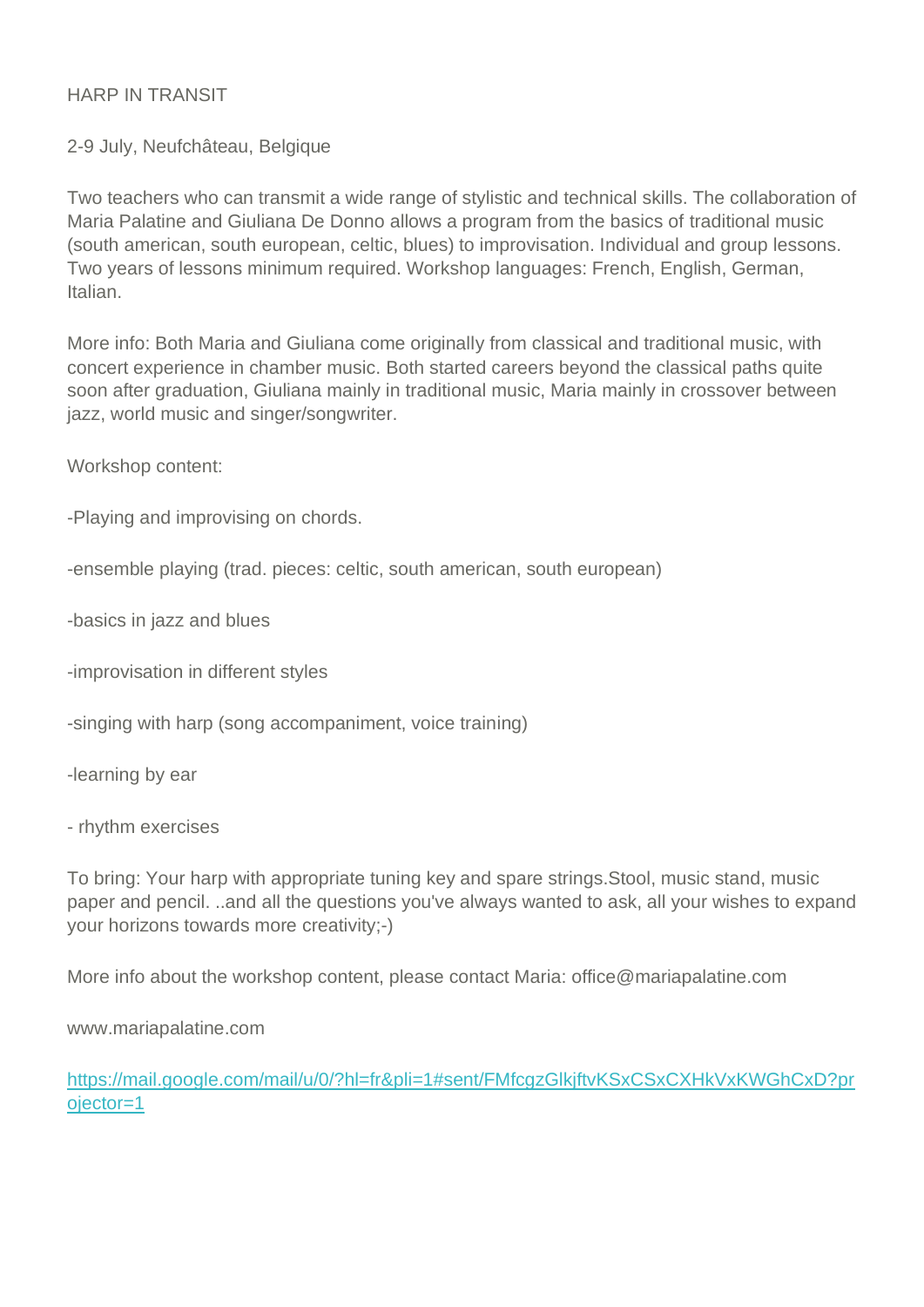# HARP IN TRANSIT

2-9 July, Neufchâteau, Belgique

Two teachers who can transmit a wide range of stylistic and technical skills. The collaboration of Maria Palatine and Giuliana De Donno allows a program from the basics of traditional music (south american, south european, celtic, blues) to improvisation. Individual and group lessons. Two years of lessons minimum required. Workshop languages: French, English, German, Italian.

More info: Both Maria and Giuliana come originally from classical and traditional music, with concert experience in chamber music. Both started careers beyond the classical paths quite soon after graduation, Giuliana mainly in traditional music, Maria mainly in crossover between jazz, world music and singer/songwriter.

Workshop content:

-Playing and improvising on chords.

-ensemble playing (trad. pieces: celtic, south american, south european)

-basics in jazz and blues

-improvisation in different styles

-singing with harp (song accompaniment, voice training)

-learning by ear

- rhythm exercises

To bring: Your harp with appropriate tuning key and spare strings.Stool, music stand, music paper and pencil. ..and all the questions you've always wanted to ask, all your wishes to expand your horizons towards more creativity;-)

More info about the workshop content, please contact Maria: office@mariapalatine.com

www.mariapalatine.com

[https://mail.google.com/mail/u/0/?hl=fr&pli=1#sent/FMfcgzGlkjftvKSxCSxCXHkVxKWGhCxD?projector=1](https://mail.google.com/mail/u/0/?hl=fr&pli=1#sent/FMfcgzGlkjftvKSxCSxCXHkVxKWGhCxD?projector=1)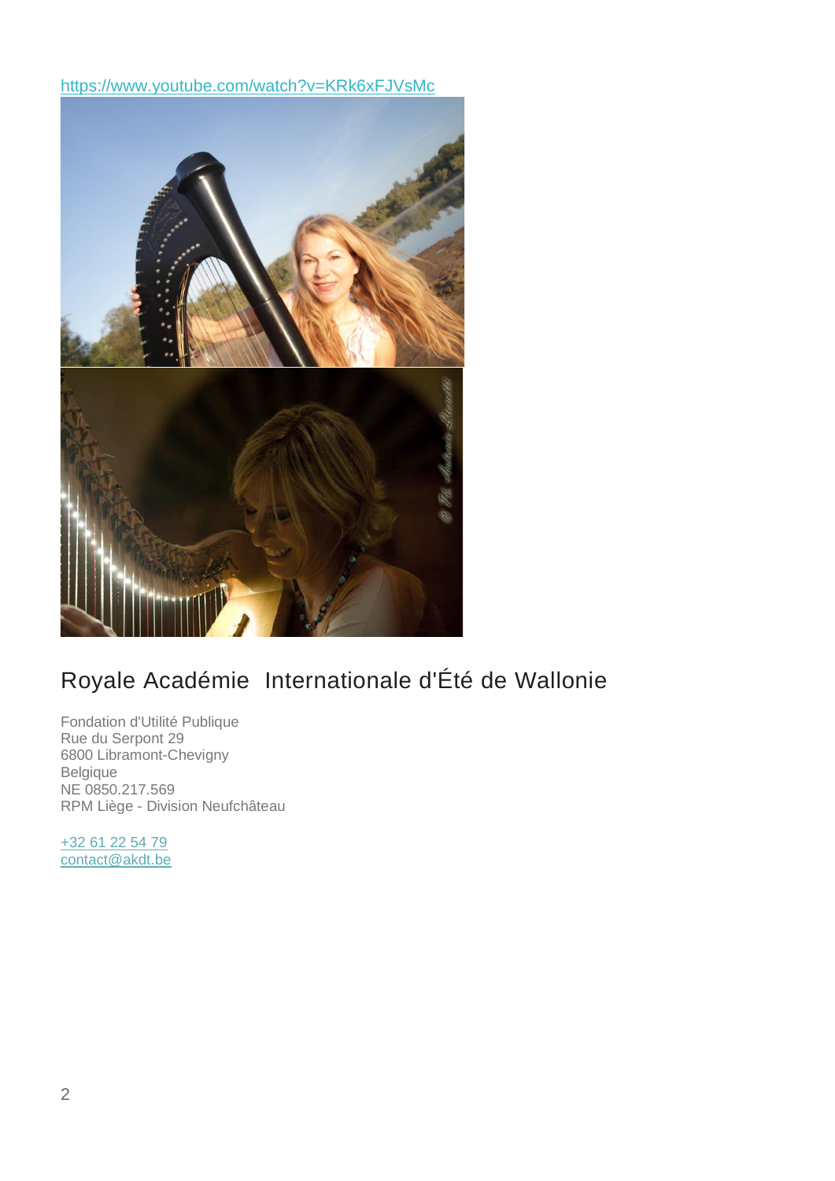https://www.youtube.com/watch?v=KRk6xFJVsMc

## Royale Académie  Internationale d'Été de Wallonie

Fondation d'Utilité Publique
Rue du Serpont 29
6800 Libramont-Chevigny
Belgique
NE 0850.217.569
RPM Liège - Division Neufchâteau

+32 61 22 54 79
contact@akdt.be